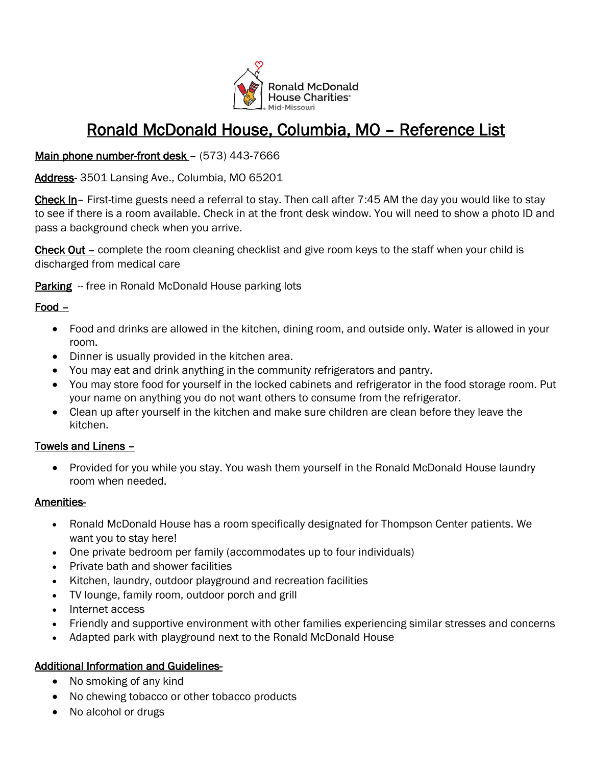# Ronald McDonald House, Columbia, MO – Reference List

**Main phone number-front desk** – (573) 443-7666

**Address**- 3501 Lansing Ave., Columbia, MO 65201

**Check In**– First-time guests need a referral to stay. Then call after 7:45 AM the day you would like to stay to see if there is a room available. Check in at the front desk window. You will need to show a photo ID and pass a background check when you arrive.

**Check Out** – complete the room cleaning checklist and give room keys to the staff when your child is discharged from medical care

**Parking** -- free in Ronald McDonald House parking lots

**Food** –

- Food and drinks are allowed in the kitchen, dining room, and outside only. Water is allowed in your room.
- Dinner is usually provided in the kitchen area.
- You may eat and drink anything in the community refrigerators and pantry.
- You may store food for yourself in the locked cabinets and refrigerator in the food storage room. Put your name on anything you do not want others to consume from the refrigerator.
- Clean up after yourself in the kitchen and make sure children are clean before they leave the kitchen.

**Towels and Linens** –

- Provided for you while you stay. You wash them yourself in the Ronald McDonald House laundry room when needed.

**Amenities**-

- Ronald McDonald House has a room specifically designated for Thompson Center patients. We want you to stay here!
- One private bedroom per family (accommodates up to four individuals)
- Private bath and shower facilities
- Kitchen, laundry, outdoor playground and recreation facilities
- TV lounge, family room, outdoor porch and grill
- Internet access
- Friendly and supportive environment with other families experiencing similar stresses and concerns
- Adapted park with playground next to the Ronald McDonald House

**Additional Information and Guidelines**-

- No smoking of any kind
- No chewing tobacco or other tobacco products
- No alcohol or drugs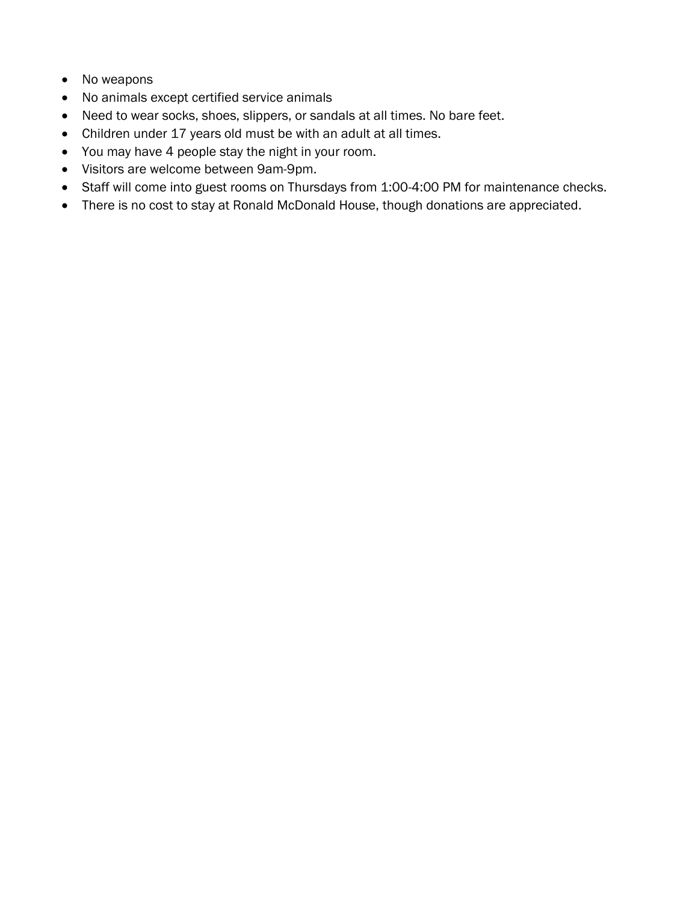- No weapons
- No animals except certified service animals
- Need to wear socks, shoes, slippers, or sandals at all times. No bare feet.
- Children under 17 years old must be with an adult at all times.
- You may have 4 people stay the night in your room.
- Visitors are welcome between 9am-9pm.
- Staff will come into guest rooms on Thursdays from 1:00-4:00 PM for maintenance checks.
- There is no cost to stay at Ronald McDonald House, though donations are appreciated.